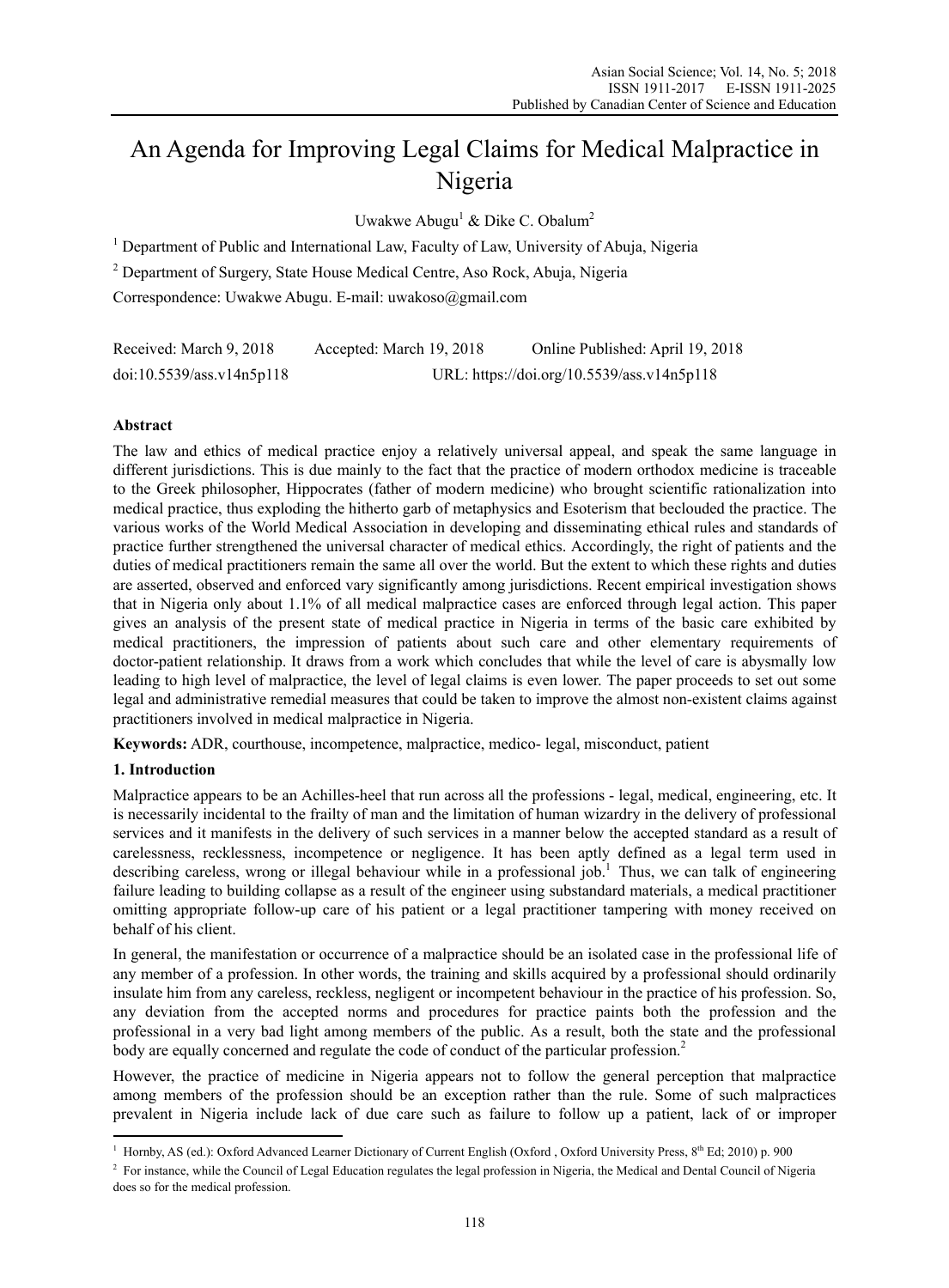# An Agenda for Improving Legal Claims for Medical Malpractice in Nigeria

Uwakwe Abugu[1] & Dike C. Obalum[2]

[1] Department of Public and International Law, Faculty of Law, University of Abuja, Nigeria

[2] Department of Surgery, State House Medical Centre, Aso Rock, Abuja, Nigeria

Correspondence: Uwakwe Abugu. E-mail: uwakoso@gmail.com

Received: March 9, 2018 Accepted: March 19, 2018 Online Published: April 19, 2018

doi:10.5539/ass.v14n5p118 URL: https://doi.org/10.5539/ass.v14n5p118

## Abstract

The law and ethics of medical practice enjoy a relatively universal appeal, and speak the same language in different jurisdictions. This is due mainly to the fact that the practice of modern orthodox medicine is traceable to the Greek philosopher, Hippocrates (father of modern medicine) who brought scientific rationalization into medical practice, thus exploding the hitherto garb of metaphysics and Esoterism that beclouded the practice. The various works of the World Medical Association in developing and disseminating ethical rules and standards of practice further strengthened the universal character of medical ethics. Accordingly, the right of patients and the duties of medical practitioners remain the same all over the world. But the extent to which these rights and duties are asserted, observed and enforced vary significantly among jurisdictions. Recent empirical investigation shows that in Nigeria only about 1.1% of all medical malpractice cases are enforced through legal action. This paper gives an analysis of the present state of medical practice in Nigeria in terms of the basic care exhibited by medical practitioners, the impression of patients about such care and other elementary requirements of doctor-patient relationship. It draws from a work which concludes that while the level of care is abysmally low leading to high level of malpractice, the level of legal claims is even lower. The paper proceeds to set out some legal and administrative remedial measures that could be taken to improve the almost non-existent claims against practitioners involved in medical malpractice in Nigeria.

**Keywords:** ADR, courthouse, incompetence, malpractice, medico- legal, misconduct, patient

## 1. Introduction

Malpractice appears to be an Achilles-heel that run across all the professions - legal, medical, engineering, etc. It is necessarily incidental to the frailty of man and the limitation of human wizardry in the delivery of professional services and it manifests in the delivery of such services in a manner below the accepted standard as a result of carelessness, recklessness, incompetence or negligence. It has been aptly defined as a legal term used in describing careless, wrong or illegal behaviour while in a professional job.[1] Thus, we can talk of engineering failure leading to building collapse as a result of the engineer using substandard materials, a medical practitioner omitting appropriate follow-up care of his patient or a legal practitioner tampering with money received on behalf of his client.

In general, the manifestation or occurrence of a malpractice should be an isolated case in the professional life of any member of a profession. In other words, the training and skills acquired by a professional should ordinarily insulate him from any careless, reckless, negligent or incompetent behaviour in the practice of his profession. So, any deviation from the accepted norms and procedures for practice paints both the profession and the professional in a very bad light among members of the public. As a result, both the state and the professional body are equally concerned and regulate the code of conduct of the particular profession.[2]

However, the practice of medicine in Nigeria appears not to follow the general perception that malpractice among members of the profession should be an exception rather than the rule. Some of such malpractices prevalent in Nigeria include lack of due care such as failure to follow up a patient, lack of or improper

---

[1] Hornby, AS (ed.): Oxford Advanced Learner Dictionary of Current English (Oxford , Oxford University Press, 8th Ed; 2010) p. 900

[2] For instance, while the Council of Legal Education regulates the legal profession in Nigeria, the Medical and Dental Council of Nigeria does so for the medical profession.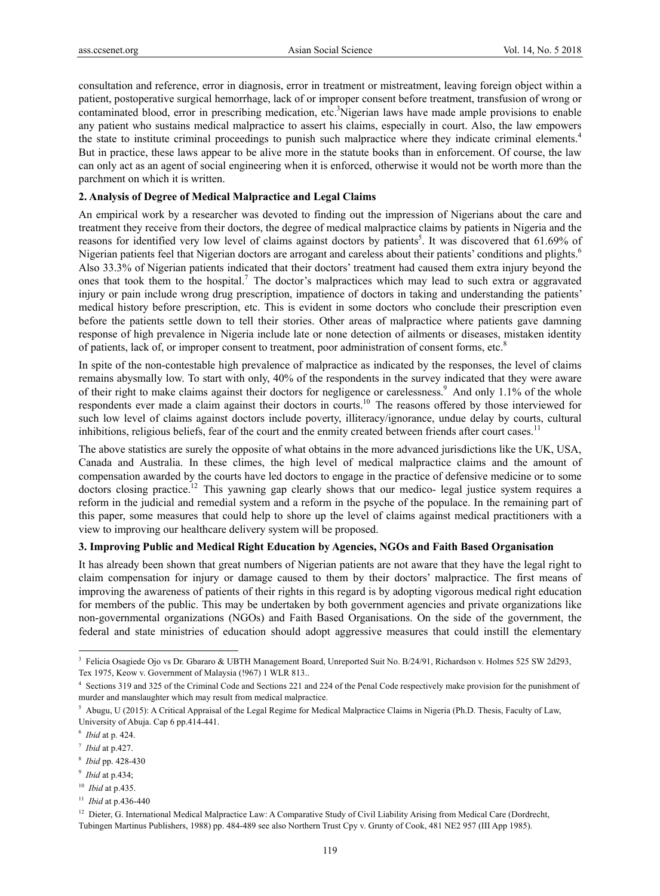consultation and reference, error in diagnosis, error in treatment or mistreatment, leaving foreign object within a patient, postoperative surgical hemorrhage, lack of or improper consent before treatment, transfusion of wrong or contaminated blood, error in prescribing medication, etc.[3] Nigerian laws have made ample provisions to enable any patient who sustains medical malpractice to assert his claims, especially in court. Also, the law empowers the state to institute criminal proceedings to punish such malpractice where they indicate criminal elements.[4] But in practice, these laws appear to be alive more in the statute books than in enforcement. Of course, the law can only act as an agent of social engineering when it is enforced, otherwise it would not be worth more than the parchment on which it is written.

## 2. Analysis of Degree of Medical Malpractice and Legal Claims

An empirical work by a researcher was devoted to finding out the impression of Nigerians about the care and treatment they receive from their doctors, the degree of medical malpractice claims by patients in Nigeria and the reasons for identified very low level of claims against doctors by patients[5]. It was discovered that 61.69% of Nigerian patients feel that Nigerian doctors are arrogant and careless about their patients' conditions and plights.[6] Also 33.3% of Nigerian patients indicated that their doctors' treatment had caused them extra injury beyond the ones that took them to the hospital.[7] The doctor's malpractices which may lead to such extra or aggravated injury or pain include wrong drug prescription, impatience of doctors in taking and understanding the patients' medical history before prescription, etc. This is evident in some doctors who conclude their prescription even before the patients settle down to tell their stories. Other areas of malpractice where patients gave damning response of high prevalence in Nigeria include late or none detection of ailments or diseases, mistaken identity of patients, lack of, or improper consent to treatment, poor administration of consent forms, etc.[8]

In spite of the non-contestable high prevalence of malpractice as indicated by the responses, the level of claims remains abysmally low. To start with only, 40% of the respondents in the survey indicated that they were aware of their right to make claims against their doctors for negligence or carelessness.[9] And only 1.1% of the whole respondents ever made a claim against their doctors in courts.[10] The reasons offered by those interviewed for such low level of claims against doctors include poverty, illiteracy/ignorance, undue delay by courts, cultural inhibitions, religious beliefs, fear of the court and the enmity created between friends after court cases.[11]

The above statistics are surely the opposite of what obtains in the more advanced jurisdictions like the UK, USA, Canada and Australia. In these climes, the high level of medical malpractice claims and the amount of compensation awarded by the courts have led doctors to engage in the practice of defensive medicine or to some doctors closing practice.[12] This yawning gap clearly shows that our medico- legal justice system requires a reform in the judicial and remedial system and a reform in the psyche of the populace. In the remaining part of this paper, some measures that could help to shore up the level of claims against medical practitioners with a view to improving our healthcare delivery system will be proposed.

## 3. Improving Public and Medical Right Education by Agencies, NGOs and Faith Based Organisation

It has already been shown that great numbers of Nigerian patients are not aware that they have the legal right to claim compensation for injury or damage caused to them by their doctors' malpractice. The first means of improving the awareness of patients of their rights in this regard is by adopting vigorous medical right education for members of the public. This may be undertaken by both government agencies and private organizations like non-governmental organizations (NGOs) and Faith Based Organisations. On the side of the government, the federal and state ministries of education should adopt aggressive measures that could instill the elementary

---

[3] Felicia Osagiede Ojo vs Dr. Gbararo & UBTH Management Board, Unreported Suit No. B/24/91, Richardson v. Holmes 525 SW 2d293, Tex 1975, Keow v. Government of Malaysia (!967) 1 WLR 813..

[4] Sections 319 and 325 of the Criminal Code and Sections 221 and 224 of the Penal Code respectively make provision for the punishment of murder and manslaughter which may result from medical malpractice.

[5] Abugu, U (2015): A Critical Appraisal of the Legal Regime for Medical Malpractice Claims in Nigeria (Ph.D. Thesis, Faculty of Law, University of Abuja. Cap 6 pp.414-441.

[6] *Ibid* at p. 424.

[7] *Ibid* at p.427.

[8] *Ibid* pp. 428-430

[9] *Ibid* at p.434;

[10] *Ibid* at p.435.

[11] *Ibid* at p.436-440

[12] Dieter, G. International Medical Malpractice Law: A Comparative Study of Civil Liability Arising from Medical Care (Dordrecht, Tubingen Martinus Publishers, 1988) pp. 484-489 see also Northern Trust Cpy v. Grunty of Cook, 481 NE2 957 (III App 1985).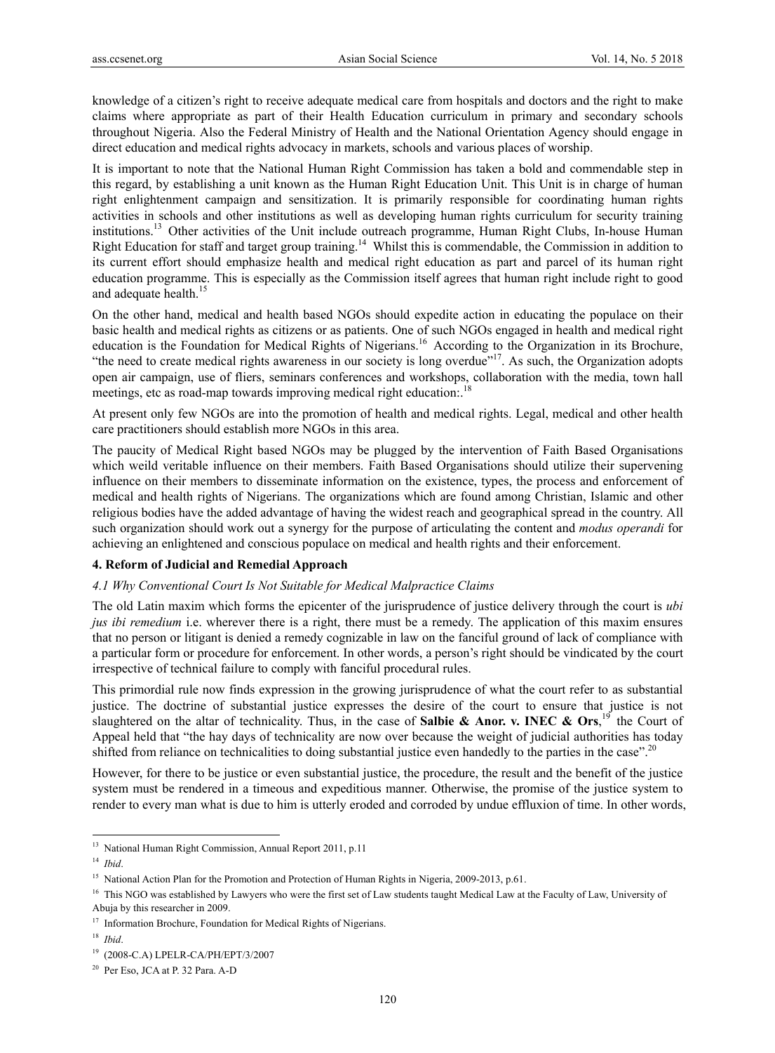knowledge of a citizen's right to receive adequate medical care from hospitals and doctors and the right to make claims where appropriate as part of their Health Education curriculum in primary and secondary schools throughout Nigeria. Also the Federal Ministry of Health and the National Orientation Agency should engage in direct education and medical rights advocacy in markets, schools and various places of worship.

It is important to note that the National Human Right Commission has taken a bold and commendable step in this regard, by establishing a unit known as the Human Right Education Unit. This Unit is in charge of human right enlightenment campaign and sensitization. It is primarily responsible for coordinating human rights activities in schools and other institutions as well as developing human rights curriculum for security training institutions.[13] Other activities of the Unit include outreach programme, Human Right Clubs, In-house Human Right Education for staff and target group training.[14] Whilst this is commendable, the Commission in addition to its current effort should emphasize health and medical right education as part and parcel of its human right education programme. This is especially as the Commission itself agrees that human right include right to good and adequate health.[15]

On the other hand, medical and health based NGOs should expedite action in educating the populace on their basic health and medical rights as citizens or as patients. One of such NGOs engaged in health and medical right education is the Foundation for Medical Rights of Nigerians.[16] According to the Organization in its Brochure, "the need to create medical rights awareness in our society is long overdue"[17]. As such, the Organization adopts open air campaign, use of fliers, seminars conferences and workshops, collaboration with the media, town hall meetings, etc as road-map towards improving medical right education:.[18]

At present only few NGOs are into the promotion of health and medical rights. Legal, medical and other health care practitioners should establish more NGOs in this area.

The paucity of Medical Right based NGOs may be plugged by the intervention of Faith Based Organisations which weild veritable influence on their members. Faith Based Organisations should utilize their supervening influence on their members to disseminate information on the existence, types, the process and enforcement of medical and health rights of Nigerians. The organizations which are found among Christian, Islamic and other religious bodies have the added advantage of having the widest reach and geographical spread in the country. All such organization should work out a synergy for the purpose of articulating the content and *modus operandi* for achieving an enlightened and conscious populace on medical and health rights and their enforcement.

### 4. Reform of Judicial and Remedial Approach

#### *4.1 Why Conventional Court Is Not Suitable for Medical Malpractice Claims*

The old Latin maxim which forms the epicenter of the jurisprudence of justice delivery through the court is *ubi jus ibi remedium* i.e. wherever there is a right, there must be a remedy. The application of this maxim ensures that no person or litigant is denied a remedy cognizable in law on the fanciful ground of lack of compliance with a particular form or procedure for enforcement. In other words, a person's right should be vindicated by the court irrespective of technical failure to comply with fanciful procedural rules.

This primordial rule now finds expression in the growing jurisprudence of what the court refer to as substantial justice. The doctrine of substantial justice expresses the desire of the court to ensure that justice is not slaughtered on the altar of technicality. Thus, in the case of **Salbie & Anor. v. INEC & Ors**,[19] the Court of Appeal held that "the hay days of technicality are now over because the weight of judicial authorities has today shifted from reliance on technicalities to doing substantial justice even handedly to the parties in the case".[20]

However, for there to be justice or even substantial justice, the procedure, the result and the benefit of the justice system must be rendered in a timeous and expeditious manner. Otherwise, the promise of the justice system to render to every man what is due to him is utterly eroded and corroded by undue effluxion of time. In other words,

---

[13] National Human Right Commission, Annual Report 2011, p.11

[14] *Ibid*.

[15] National Action Plan for the Promotion and Protection of Human Rights in Nigeria, 2009-2013, p.61.

[16] This NGO was established by Lawyers who were the first set of Law students taught Medical Law at the Faculty of Law, University of Abuja by this researcher in 2009.

[17] Information Brochure, Foundation for Medical Rights of Nigerians.

[18] *Ibid*.

[19] (2008-C.A) LPELR-CA/PH/EPT/3/2007

[20] Per Eso, JCA at P. 32 Para. A-D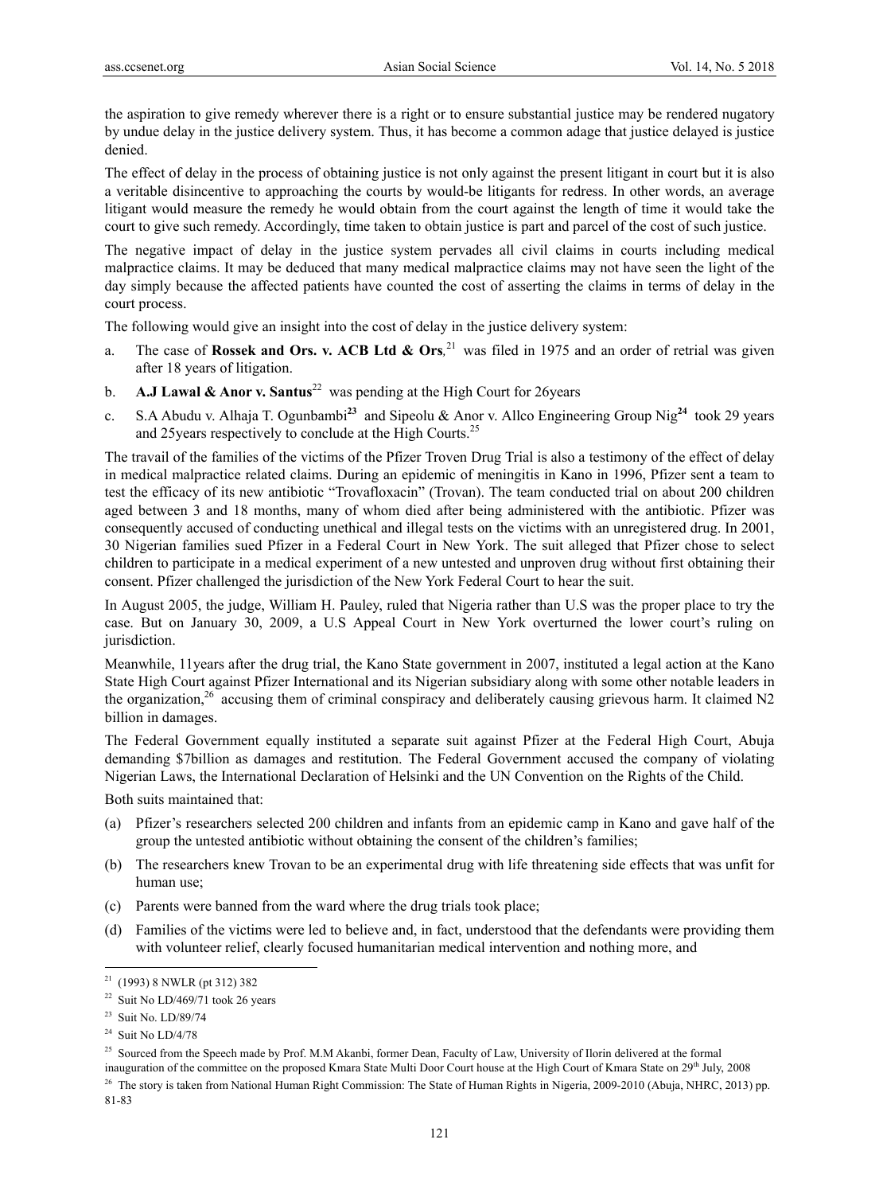the aspiration to give remedy wherever there is a right or to ensure substantial justice may be rendered nugatory by undue delay in the justice delivery system. Thus, it has become a common adage that justice delayed is justice denied.

The effect of delay in the process of obtaining justice is not only against the present litigant in court but it is also a veritable disincentive to approaching the courts by would-be litigants for redress. In other words, an average litigant would measure the remedy he would obtain from the court against the length of time it would take the court to give such remedy. Accordingly, time taken to obtain justice is part and parcel of the cost of such justice.

The negative impact of delay in the justice system pervades all civil claims in courts including medical malpractice claims. It may be deduced that many medical malpractice claims may not have seen the light of the day simply because the affected patients have counted the cost of asserting the claims in terms of delay in the court process.

The following would give an insight into the cost of delay in the justice delivery system:

a. The case of **Rossek and Ors. v. ACB Ltd & Ors**,[21] was filed in 1975 and an order of retrial was given after 18 years of litigation.

b. **A.J Lawal & Anor v. Santus**[22] was pending at the High Court for 26years

c. S.A Abudu v. Alhaja T. Ogunbambi[23] and Sipeolu & Anor v. Allco Engineering Group Nig[24] took 29 years and 25years respectively to conclude at the High Courts.[25]

The travail of the families of the victims of the Pfizer Troven Drug Trial is also a testimony of the effect of delay in medical malpractice related claims. During an epidemic of meningitis in Kano in 1996, Pfizer sent a team to test the efficacy of its new antibiotic "Trovafloxacin" (Trovan). The team conducted trial on about 200 children aged between 3 and 18 months, many of whom died after being administered with the antibiotic. Pfizer was consequently accused of conducting unethical and illegal tests on the victims with an unregistered drug. In 2001, 30 Nigerian families sued Pfizer in a Federal Court in New York. The suit alleged that Pfizer chose to select children to participate in a medical experiment of a new untested and unproven drug without first obtaining their consent. Pfizer challenged the jurisdiction of the New York Federal Court to hear the suit.

In August 2005, the judge, William H. Pauley, ruled that Nigeria rather than U.S was the proper place to try the case. But on January 30, 2009, a U.S Appeal Court in New York overturned the lower court's ruling on jurisdiction.

Meanwhile, 11years after the drug trial, the Kano State government in 2007, instituted a legal action at the Kano State High Court against Pfizer International and its Nigerian subsidiary along with some other notable leaders in the organization,[26] accusing them of criminal conspiracy and deliberately causing grievous harm. It claimed N2 billion in damages.

The Federal Government equally instituted a separate suit against Pfizer at the Federal High Court, Abuja demanding $7billion as damages and restitution. The Federal Government accused the company of violating Nigerian Laws, the International Declaration of Helsinki and the UN Convention on the Rights of the Child.

Both suits maintained that:

(a) Pfizer's researchers selected 200 children and infants from an epidemic camp in Kano and gave half of the group the untested antibiotic without obtaining the consent of the children's families;

(b) The researchers knew Trovan to be an experimental drug with life threatening side effects that was unfit for human use;

(c) Parents were banned from the ward where the drug trials took place;

(d) Families of the victims were led to believe and, in fact, understood that the defendants were providing them with volunteer relief, clearly focused humanitarian medical intervention and nothing more, and

---

[21] (1993) 8 NWLR (pt 312) 382

[22] Suit No LD/469/71 took 26 years

[23] Suit No. LD/89/74

[24] Suit No LD/4/78

[25] Sourced from the Speech made by Prof. M.M Akanbi, former Dean, Faculty of Law, University of Ilorin delivered at the formal inauguration of the committee on the proposed Kmara State Multi Door Court house at the High Court of Kmara State on 29th July, 2008

[26] The story is taken from National Human Right Commission: The State of Human Rights in Nigeria, 2009-2010 (Abuja, NHRC, 2013) pp. 81-83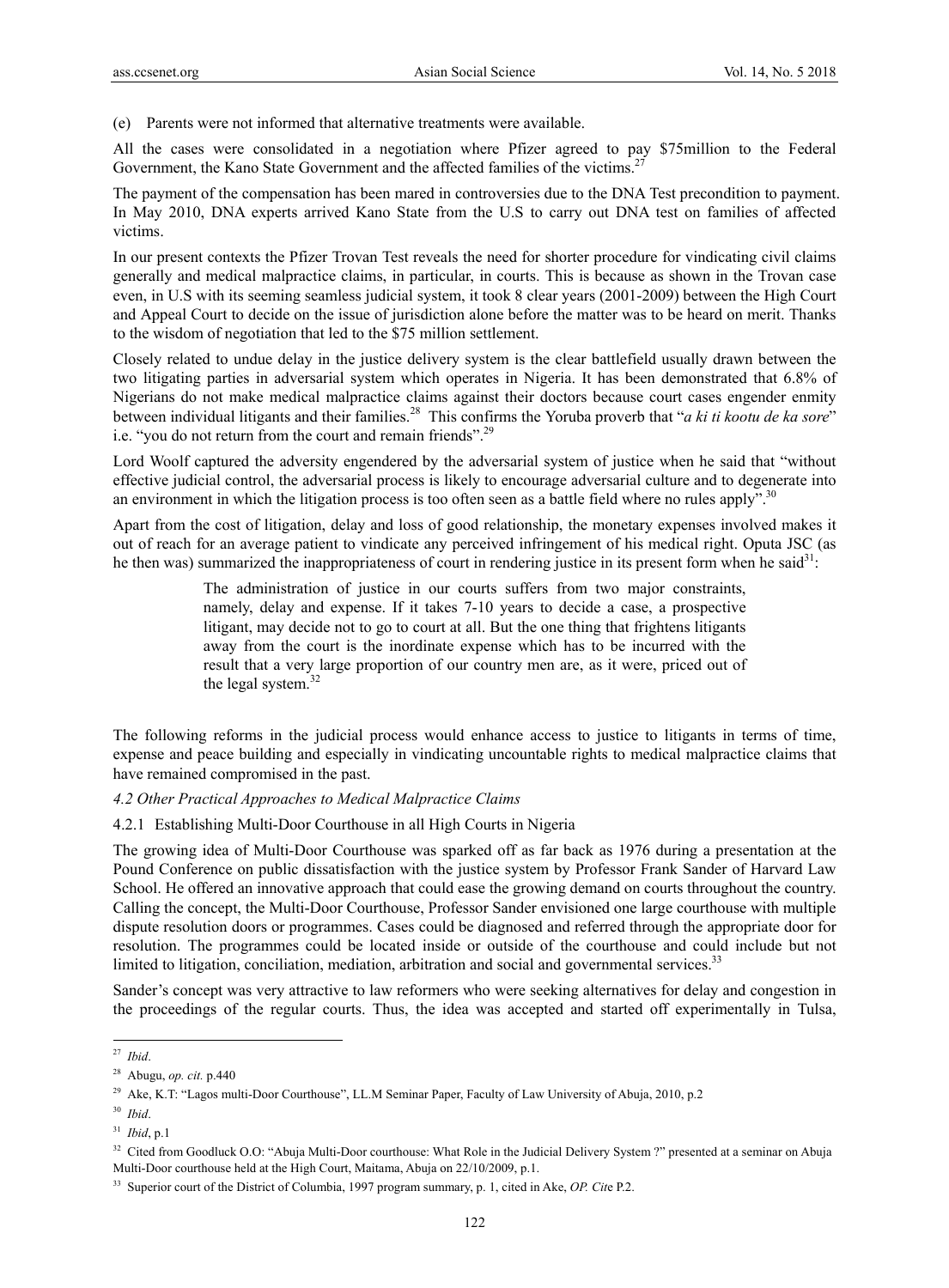(e) Parents were not informed that alternative treatments were available.

All the cases were consolidated in a negotiation where Pfizer agreed to pay $75million to the Federal Government, the Kano State Government and the affected families of the victims.[27]

The payment of the compensation has been mared in controversies due to the DNA Test precondition to payment. In May 2010, DNA experts arrived Kano State from the U.S to carry out DNA test on families of affected victims.

In our present contexts the Pfizer Trovan Test reveals the need for shorter procedure for vindicating civil claims generally and medical malpractice claims, in particular, in courts. This is because as shown in the Trovan case even, in U.S with its seeming seamless judicial system, it took 8 clear years (2001-2009) between the High Court and Appeal Court to decide on the issue of jurisdiction alone before the matter was to be heard on merit. Thanks to the wisdom of negotiation that led to the $75 million settlement.

Closely related to undue delay in the justice delivery system is the clear battlefield usually drawn between the two litigating parties in adversarial system which operates in Nigeria. It has been demonstrated that 6.8% of Nigerians do not make medical malpractice claims against their doctors because court cases engender enmity between individual litigants and their families.[28] This confirms the Yoruba proverb that "*a ki ti kootu de ka sore*" i.e. "you do not return from the court and remain friends".[29]

Lord Woolf captured the adversity engendered by the adversarial system of justice when he said that "without effective judicial control, the adversarial process is likely to encourage adversarial culture and to degenerate into an environment in which the litigation process is too often seen as a battle field where no rules apply".[30]

Apart from the cost of litigation, delay and loss of good relationship, the monetary expenses involved makes it out of reach for an average patient to vindicate any perceived infringement of his medical right. Oputa JSC (as he then was) summarized the inappropriateness of court in rendering justice in its present form when he said[31]:

> The administration of justice in our courts suffers from two major constraints, namely, delay and expense. If it takes 7-10 years to decide a case, a prospective litigant, may decide not to go to court at all. But the one thing that frightens litigants away from the court is the inordinate expense which has to be incurred with the result that a very large proportion of our country men are, as it were, priced out of the legal system.[32]

The following reforms in the judicial process would enhance access to justice to litigants in terms of time, expense and peace building and especially in vindicating uncountable rights to medical malpractice claims that have remained compromised in the past.

*4.2 Other Practical Approaches to Medical Malpractice Claims*

4.2.1 Establishing Multi-Door Courthouse in all High Courts in Nigeria

The growing idea of Multi-Door Courthouse was sparked off as far back as 1976 during a presentation at the Pound Conference on public dissatisfaction with the justice system by Professor Frank Sander of Harvard Law School. He offered an innovative approach that could ease the growing demand on courts throughout the country. Calling the concept, the Multi-Door Courthouse, Professor Sander envisioned one large courthouse with multiple dispute resolution doors or programmes. Cases could be diagnosed and referred through the appropriate door for resolution. The programmes could be located inside or outside of the courthouse and could include but not limited to litigation, conciliation, mediation, arbitration and social and governmental services.[33]

Sander's concept was very attractive to law reformers who were seeking alternatives for delay and congestion in the proceedings of the regular courts. Thus, the idea was accepted and started off experimentally in Tulsa,

---

[27] *Ibid*.

[28] Abugu, *op. cit.* p.440

[29] Ake, K.T: "Lagos multi-Door Courthouse", LL.M Seminar Paper, Faculty of Law University of Abuja, 2010, p.2

[30] *Ibid*.

[31] *Ibid*, p.1

[32] Cited from Goodluck O.O: "Abuja Multi-Door courthouse: What Role in the Judicial Delivery System ?" presented at a seminar on Abuja Multi-Door courthouse held at the High Court, Maitama, Abuja on 22/10/2009, p.1.

[33] Superior court of the District of Columbia, 1997 program summary, p. 1, cited in Ake, *OP. Cit*e P.2.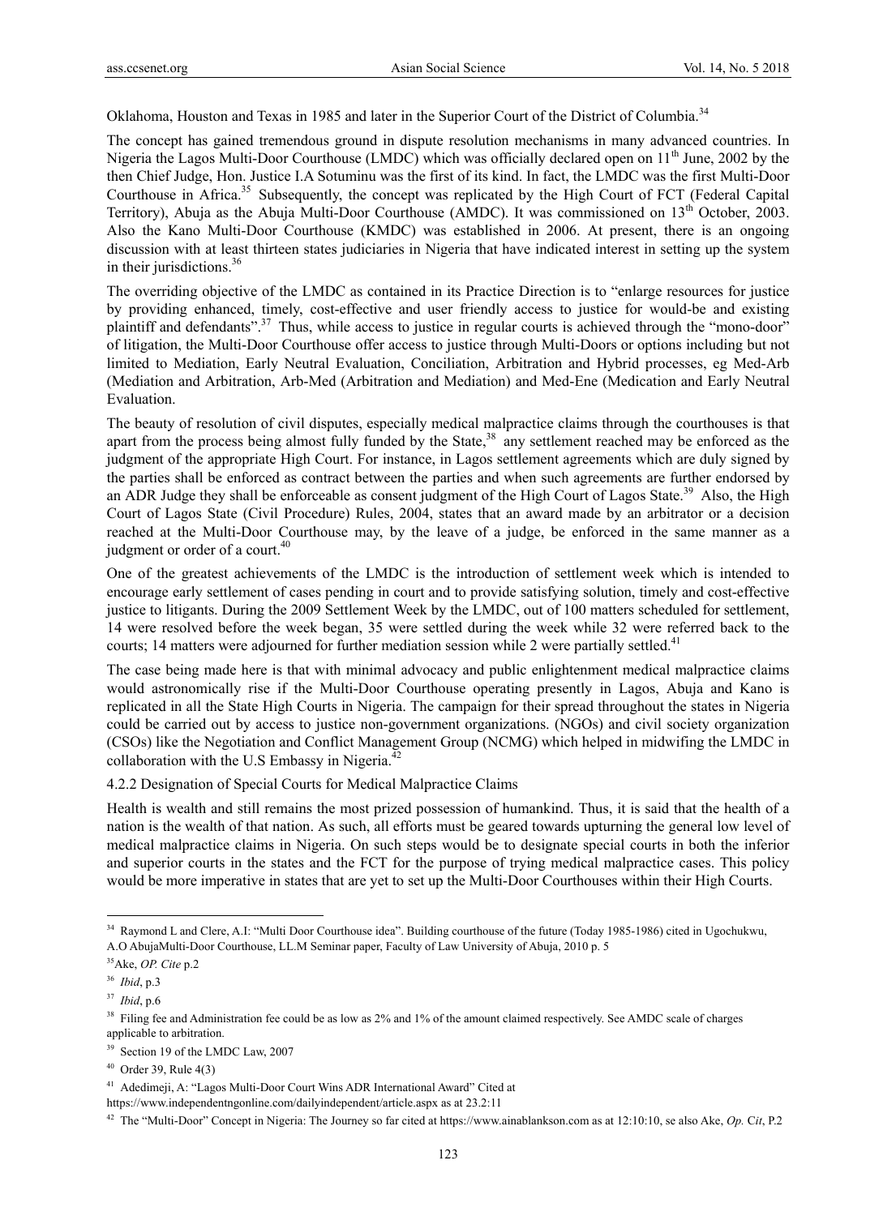Oklahoma, Houston and Texas in 1985 and later in the Superior Court of the District of Columbia.[34]

The concept has gained tremendous ground in dispute resolution mechanisms in many advanced countries. In Nigeria the Lagos Multi-Door Courthouse (LMDC) which was officially declared open on 11th June, 2002 by the then Chief Judge, Hon. Justice I.A Sotuminu was the first of its kind. In fact, the LMDC was the first Multi-Door Courthouse in Africa.[35] Subsequently, the concept was replicated by the High Court of FCT (Federal Capital Territory), Abuja as the Abuja Multi-Door Courthouse (AMDC). It was commissioned on 13th October, 2003. Also the Kano Multi-Door Courthouse (KMDC) was established in 2006. At present, there is an ongoing discussion with at least thirteen states judiciaries in Nigeria that have indicated interest in setting up the system in their jurisdictions.[36]

The overriding objective of the LMDC as contained in its Practice Direction is to "enlarge resources for justice by providing enhanced, timely, cost-effective and user friendly access to justice for would-be and existing plaintiff and defendants".[37] Thus, while access to justice in regular courts is achieved through the "mono-door" of litigation, the Multi-Door Courthouse offer access to justice through Multi-Doors or options including but not limited to Mediation, Early Neutral Evaluation, Conciliation, Arbitration and Hybrid processes, eg Med-Arb (Mediation and Arbitration, Arb-Med (Arbitration and Mediation) and Med-Ene (Medication and Early Neutral Evaluation.

The beauty of resolution of civil disputes, especially medical malpractice claims through the courthouses is that apart from the process being almost fully funded by the State,[38] any settlement reached may be enforced as the judgment of the appropriate High Court. For instance, in Lagos settlement agreements which are duly signed by the parties shall be enforced as contract between the parties and when such agreements are further endorsed by an ADR Judge they shall be enforceable as consent judgment of the High Court of Lagos State.[39] Also, the High Court of Lagos State (Civil Procedure) Rules, 2004, states that an award made by an arbitrator or a decision reached at the Multi-Door Courthouse may, by the leave of a judge, be enforced in the same manner as a judgment or order of a court.[40]

One of the greatest achievements of the LMDC is the introduction of settlement week which is intended to encourage early settlement of cases pending in court and to provide satisfying solution, timely and cost-effective justice to litigants. During the 2009 Settlement Week by the LMDC, out of 100 matters scheduled for settlement, 14 were resolved before the week began, 35 were settled during the week while 32 were referred back to the courts; 14 matters were adjourned for further mediation session while 2 were partially settled.[41]

The case being made here is that with minimal advocacy and public enlightenment medical malpractice claims would astronomically rise if the Multi-Door Courthouse operating presently in Lagos, Abuja and Kano is replicated in all the State High Courts in Nigeria. The campaign for their spread throughout the states in Nigeria could be carried out by access to justice non-government organizations. (NGOs) and civil society organization (CSOs) like the Negotiation and Conflict Management Group (NCMG) which helped in midwifing the LMDC in collaboration with the U.S Embassy in Nigeria.[42]

4.2.2 Designation of Special Courts for Medical Malpractice Claims

Health is wealth and still remains the most prized possession of humankind. Thus, it is said that the health of a nation is the wealth of that nation. As such, all efforts must be geared towards upturning the general low level of medical malpractice claims in Nigeria. On such steps would be to designate special courts in both the inferior and superior courts in the states and the FCT for the purpose of trying medical malpractice cases. This policy would be more imperative in states that are yet to set up the Multi-Door Courthouses within their High Courts.

---

[34] Raymond L and Clere, A.I: "Multi Door Courthouse idea". Building courthouse of the future (Today 1985-1986) cited in Ugochukwu, A.O AbujaMulti-Door Courthouse, LL.M Seminar paper, Faculty of Law University of Abuja, 2010 p. 5

[35] Ake, *OP. Cite* p.2

[36] *Ibid*, p.3

[37] *Ibid*, p.6

[38] Filing fee and Administration fee could be as low as 2% and 1% of the amount claimed respectively. See AMDC scale of charges applicable to arbitration.

[39] Section 19 of the LMDC Law, 2007

[40] Order 39, Rule 4(3)

[41] Adedimeji, A: "Lagos Multi-Door Court Wins ADR International Award" Cited at https://www.independentngonline.com/dailyindependent/article.aspx as at 23.2:11

[42] The "Multi-Door" Concept in Nigeria: The Journey so far cited at https://www.ainablankson.com as at 12:10:10, se also Ake, *Op. Cit*, P.2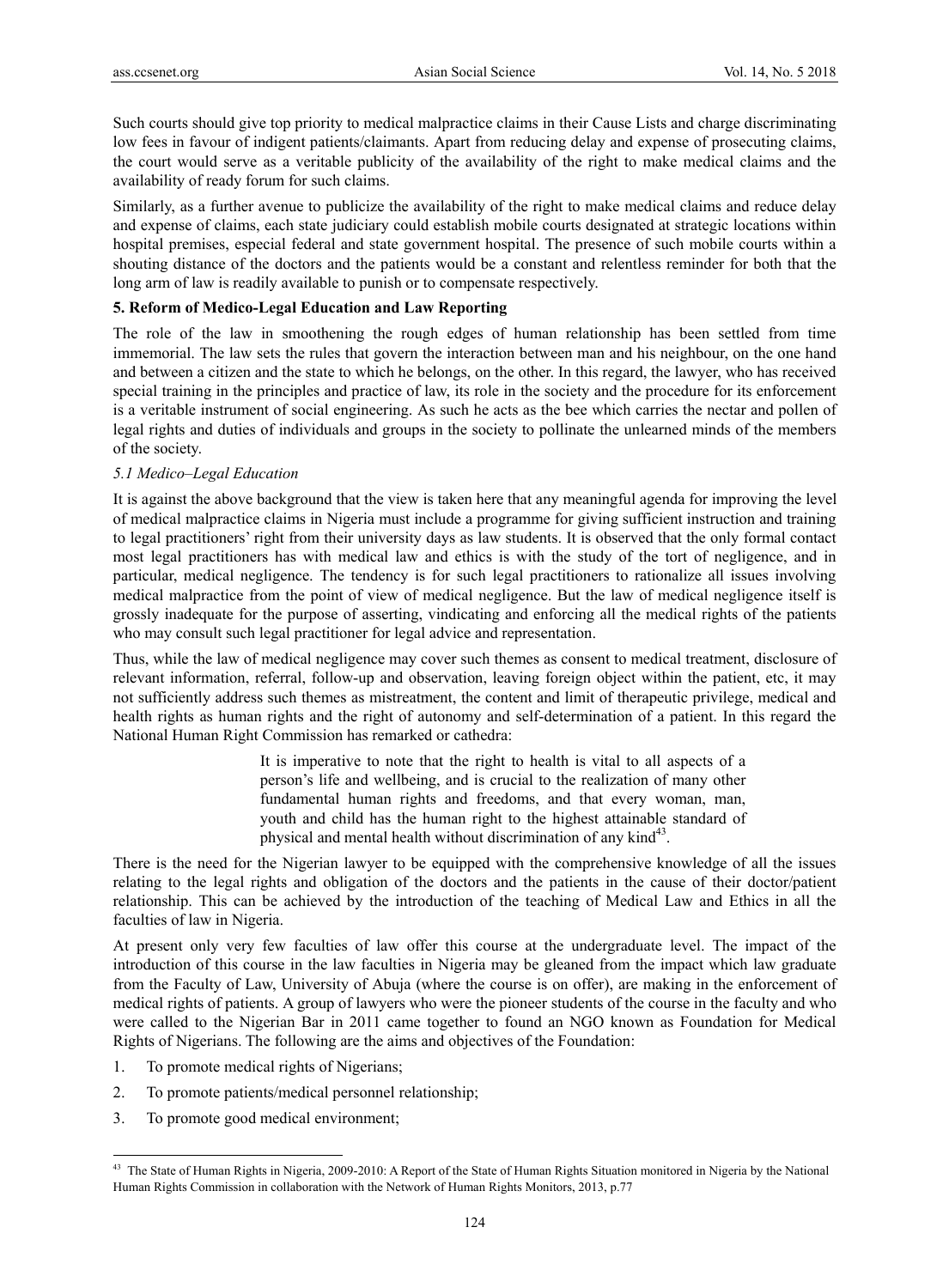Such courts should give top priority to medical malpractice claims in their Cause Lists and charge discriminating low fees in favour of indigent patients/claimants. Apart from reducing delay and expense of prosecuting claims, the court would serve as a veritable publicity of the availability of the right to make medical claims and the availability of ready forum for such claims.

Similarly, as a further avenue to publicize the availability of the right to make medical claims and reduce delay and expense of claims, each state judiciary could establish mobile courts designated at strategic locations within hospital premises, especial federal and state government hospital. The presence of such mobile courts within a shouting distance of the doctors and the patients would be a constant and relentless reminder for both that the long arm of law is readily available to punish or to compensate respectively.

## 5. Reform of Medico-Legal Education and Law Reporting

The role of the law in smoothening the rough edges of human relationship has been settled from time immemorial. The law sets the rules that govern the interaction between man and his neighbour, on the one hand and between a citizen and the state to which he belongs, on the other. In this regard, the lawyer, who has received special training in the principles and practice of law, its role in the society and the procedure for its enforcement is a veritable instrument of social engineering. As such he acts as the bee which carries the nectar and pollen of legal rights and duties of individuals and groups in the society to pollinate the unlearned minds of the members of the society.

### *5.1 Medico–Legal Education*

It is against the above background that the view is taken here that any meaningful agenda for improving the level of medical malpractice claims in Nigeria must include a programme for giving sufficient instruction and training to legal practitioners' right from their university days as law students. It is observed that the only formal contact most legal practitioners has with medical law and ethics is with the study of the tort of negligence, and in particular, medical negligence. The tendency is for such legal practitioners to rationalize all issues involving medical malpractice from the point of view of medical negligence. But the law of medical negligence itself is grossly inadequate for the purpose of asserting, vindicating and enforcing all the medical rights of the patients who may consult such legal practitioner for legal advice and representation.

Thus, while the law of medical negligence may cover such themes as consent to medical treatment, disclosure of relevant information, referral, follow-up and observation, leaving foreign object within the patient, etc, it may not sufficiently address such themes as mistreatment, the content and limit of therapeutic privilege, medical and health rights as human rights and the right of autonomy and self-determination of a patient. In this regard the National Human Right Commission has remarked or cathedra:

> It is imperative to note that the right to health is vital to all aspects of a person's life and wellbeing, and is crucial to the realization of many other fundamental human rights and freedoms, and that every woman, man, youth and child has the human right to the highest attainable standard of physical and mental health without discrimination of any kind[43].

There is the need for the Nigerian lawyer to be equipped with the comprehensive knowledge of all the issues relating to the legal rights and obligation of the doctors and the patients in the cause of their doctor/patient relationship. This can be achieved by the introduction of the teaching of Medical Law and Ethics in all the faculties of law in Nigeria.

At present only very few faculties of law offer this course at the undergraduate level. The impact of the introduction of this course in the law faculties in Nigeria may be gleaned from the impact which law graduate from the Faculty of Law, University of Abuja (where the course is on offer), are making in the enforcement of medical rights of patients. A group of lawyers who were the pioneer students of the course in the faculty and who were called to the Nigerian Bar in 2011 came together to found an NGO known as Foundation for Medical Rights of Nigerians. The following are the aims and objectives of the Foundation:

1. To promote medical rights of Nigerians;
2. To promote patients/medical personnel relationship;
3. To promote good medical environment;

---

[43] The State of Human Rights in Nigeria, 2009-2010: A Report of the State of Human Rights Situation monitored in Nigeria by the National Human Rights Commission in collaboration with the Network of Human Rights Monitors, 2013, p.77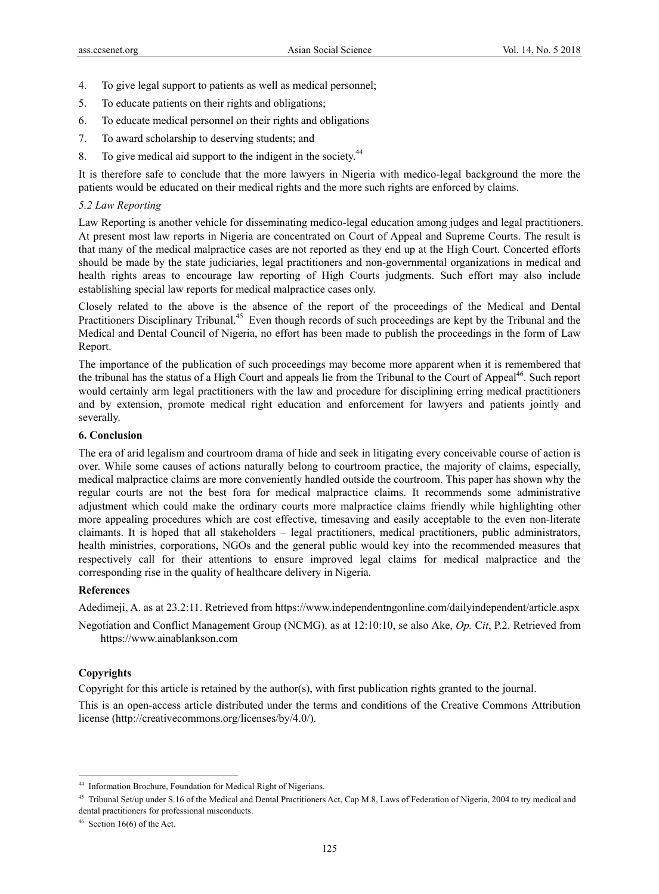4. To give legal support to patients as well as medical personnel;
5. To educate patients on their rights and obligations;
6. To educate medical personnel on their rights and obligations
7. To award scholarship to deserving students; and
8. To give medical aid support to the indigent in the society.[44]

It is therefore safe to conclude that the more lawyers in Nigeria with medico-legal background the more the patients would be educated on their medical rights and the more such rights are enforced by claims.

### *5.2 Law Reporting*

Law Reporting is another vehicle for disseminating medico-legal education among judges and legal practitioners. At present most law reports in Nigeria are concentrated on Court of Appeal and Supreme Courts. The result is that many of the medical malpractice cases are not reported as they end up at the High Court. Concerted efforts should be made by the state judiciaries, legal practitioners and non-governmental organizations in medical and health rights areas to encourage law reporting of High Courts judgments. Such effort may also include establishing special law reports for medical malpractice cases only.

Closely related to the above is the absence of the report of the proceedings of the Medical and Dental Practitioners Disciplinary Tribunal.[45] Even though records of such proceedings are kept by the Tribunal and the Medical and Dental Council of Nigeria, no effort has been made to publish the proceedings in the form of Law Report.

The importance of the publication of such proceedings may become more apparent when it is remembered that the tribunal has the status of a High Court and appeals lie from the Tribunal to the Court of Appeal[46]. Such report would certainly arm legal practitioners with the law and procedure for disciplining erring medical practitioners and by extension, promote medical right education and enforcement for lawyers and patients jointly and severally.

## 6. Conclusion

The era of arid legalism and courtroom drama of hide and seek in litigating every conceivable course of action is over. While some causes of actions naturally belong to courtroom practice, the majority of claims, especially, medical malpractice claims are more conveniently handled outside the courtroom. This paper has shown why the regular courts are not the best fora for medical malpractice claims. It recommends some administrative adjustment which could make the ordinary courts more malpractice claims friendly while highlighting other more appealing procedures which are cost effective, timesaving and easily acceptable to the even non-literate claimants. It is hoped that all stakeholders – legal practitioners, medical practitioners, public administrators, health ministries, corporations, NGOs and the general public would key into the recommended measures that respectively call for their attentions to ensure improved legal claims for medical malpractice and the corresponding rise in the quality of healthcare delivery in Nigeria.

## References

Adedimeji, A. as at 23.2:11. Retrieved from https://www.independentngonline.com/dailyindependent/article.aspx

Negotiation and Conflict Management Group (NCMG). as at 12:10:10, se also Ake, *Op.* C*it*, P.2. Retrieved from https://www.ainablankson.com

## Copyrights

Copyright for this article is retained by the author(s), with first publication rights granted to the journal.

This is an open-access article distributed under the terms and conditions of the Creative Commons Attribution license (http://creativecommons.org/licenses/by/4.0/).

---

[44] Information Brochure, Foundation for Medical Right of Nigerians.

[45] Tribunal Set/up under S.16 of the Medical and Dental Practitioners Act, Cap M.8, Laws of Federation of Nigeria, 2004 to try medical and dental practitioners for professional misconducts.

[46] Section 16(6) of the Act.